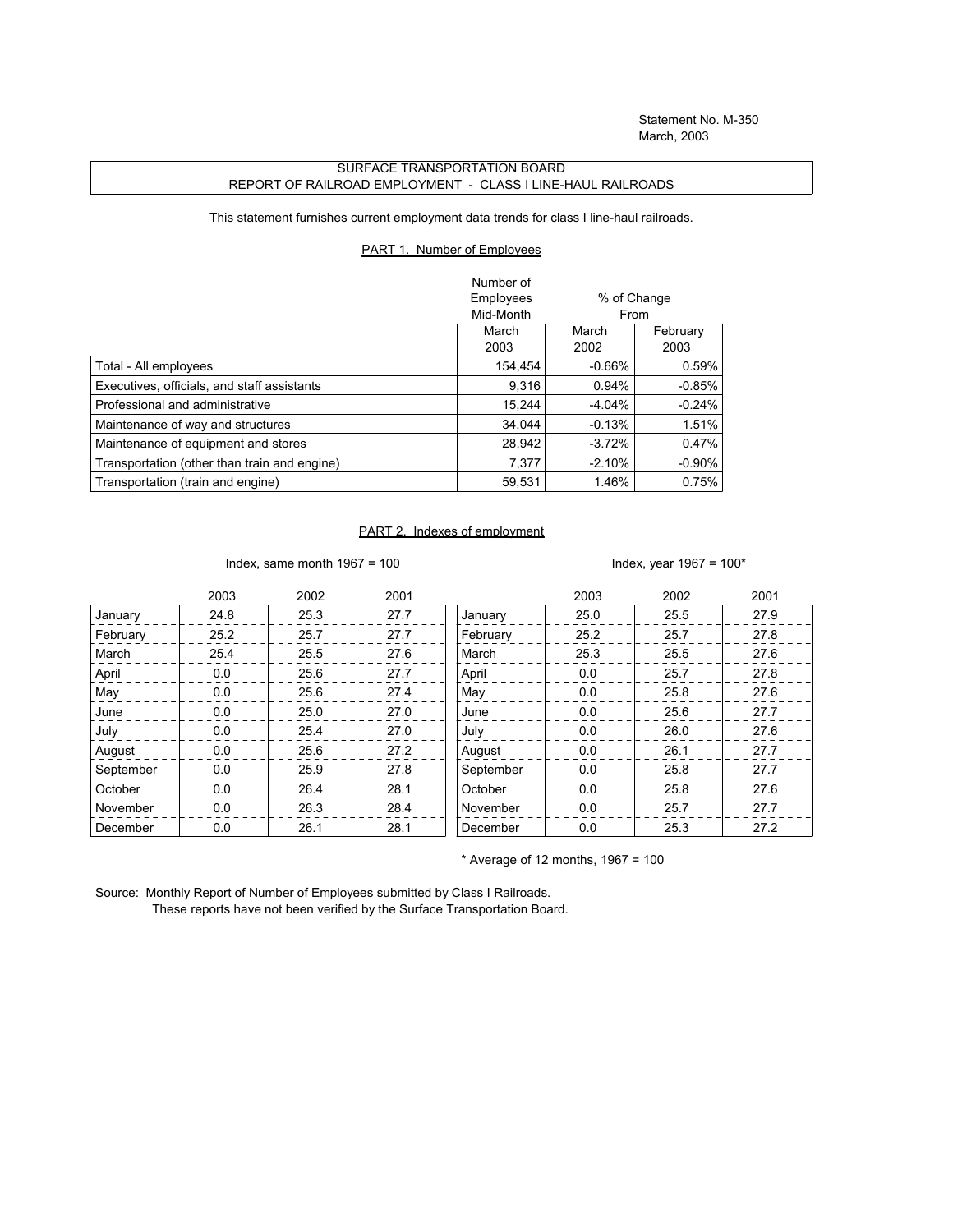Statement No. M-350
March, 2003

# SURFACE TRANSPORTATION BOARD
## REPORT OF RAILROAD EMPLOYMENT - CLASS I LINE-HAUL RAILROADS

This statement furnishes current employment data trends for class I line-haul railroads.

### PART 1. Number of Employees

| | Number of Employees Mid-Month | % of Change From | |
|---|---|---|---|
| | March 2003 | March 2002 | February 2003 |
| Total - All employees | 154,454 | -0.66% | 0.59% |
| Executives, officials, and staff assistants | 9,316 | 0.94% | -0.85% |
| Professional and administrative | 15,244 | -4.04% | -0.24% |
| Maintenance of way and structures | 34,044 | -0.13% | 1.51% |
| Maintenance of equipment and stores | 28,942 | -3.72% | 0.47% |
| Transportation (other than train and engine) | 7,377 | -2.10% | -0.90% |
| Transportation (train and engine) | 59,531 | 1.46% | 0.75% |

### PART 2. Indexes of employment

Index, same month 1967 = 100

| | 2003 | 2002 | 2001 |
|---|---|---|---|
| January | 24.8 | 25.3 | 27.7 |
| February | 25.2 | 25.7 | 27.7 |
| March | 25.4 | 25.5 | 27.6 |
| April | 0.0 | 25.6 | 27.7 |
| May | 0.0 | 25.6 | 27.4 |
| June | 0.0 | 25.0 | 27.0 |
| July | 0.0 | 25.4 | 27.0 |
| August | 0.0 | 25.6 | 27.2 |
| September | 0.0 | 25.9 | 27.8 |
| October | 0.0 | 26.4 | 28.1 |
| November | 0.0 | 26.3 | 28.4 |
| December | 0.0 | 26.1 | 28.1 |

Index, year 1967 = 100*

| | 2003 | 2002 | 2001 |
|---|---|---|---|
| January | 25.0 | 25.5 | 27.9 |
| February | 25.2 | 25.7 | 27.8 |
| March | 25.3 | 25.5 | 27.6 |
| April | 0.0 | 25.7 | 27.8 |
| May | 0.0 | 25.8 | 27.6 |
| June | 0.0 | 25.6 | 27.7 |
| July | 0.0 | 26.0 | 27.6 |
| August | 0.0 | 26.1 | 27.7 |
| September | 0.0 | 25.8 | 27.7 |
| October | 0.0 | 25.8 | 27.6 |
| November | 0.0 | 25.7 | 27.7 |
| December | 0.0 | 25.3 | 27.2 |

\* Average of 12 months, 1967 = 100

Source: Monthly Report of Number of Employees submitted by Class I Railroads.
These reports have not been verified by the Surface Transportation Board.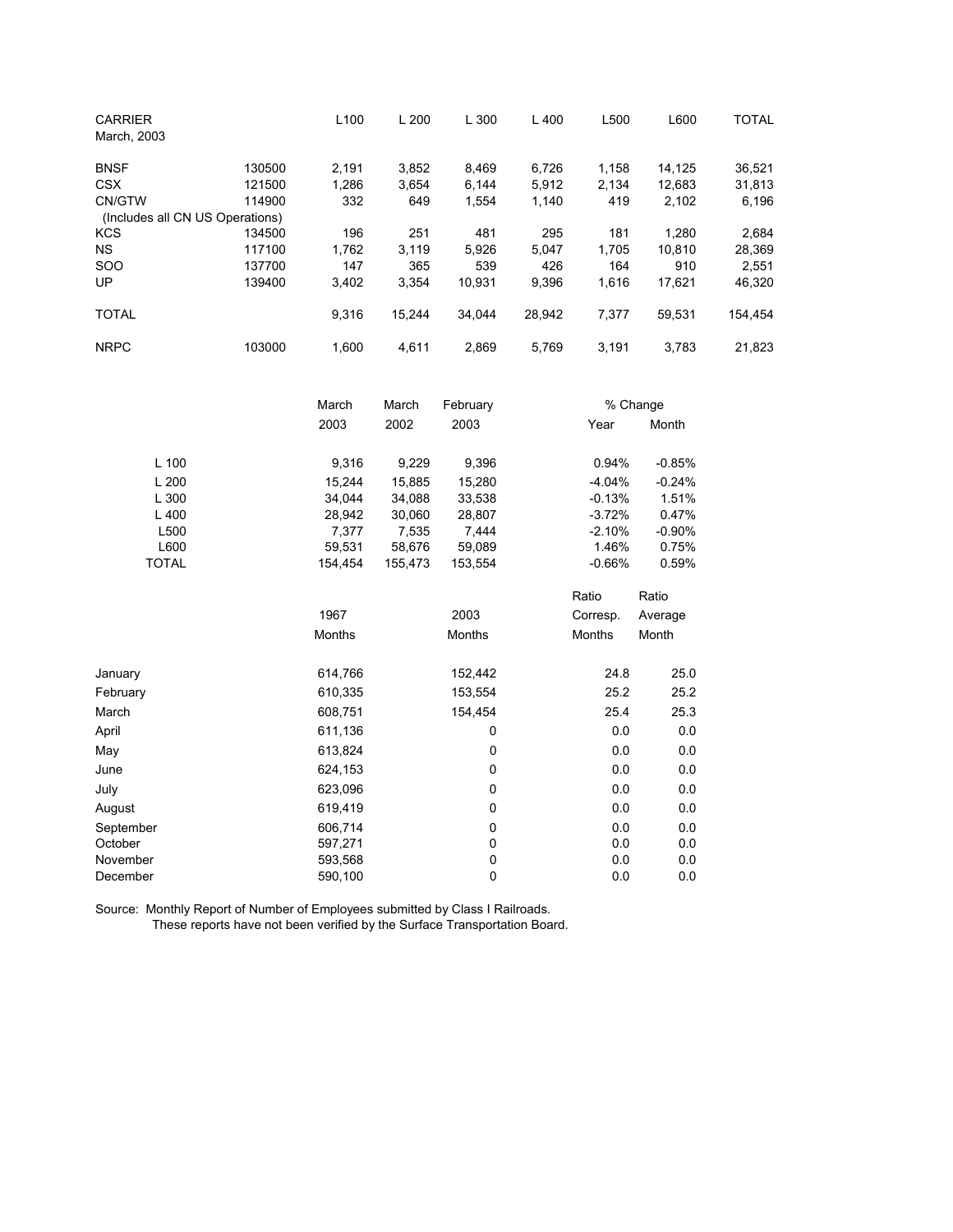| CARRIER<br>March, 2003 | | L100 | L 200 | L 300 | L 400 | L500 | L600 | TOTAL |
|---|---|---|---|---|---|---|---|---|
| BNSF | 130500 | 2,191 | 3,852 | 8,469 | 6,726 | 1,158 | 14,125 | 36,521 |
| CSX | 121500 | 1,286 | 3,654 | 6,144 | 5,912 | 2,134 | 12,683 | 31,813 |
| CN/GTW | 114900 | 332 | 649 | 1,554 | 1,140 | 419 | 2,102 | 6,196 |
| (Includes all CN US Operations) | | | | | | | | |
| KCS | 134500 | 196 | 251 | 481 | 295 | 181 | 1,280 | 2,684 |
| NS | 117100 | 1,762 | 3,119 | 5,926 | 5,047 | 1,705 | 10,810 | 28,369 |
| SOO | 137700 | 147 | 365 | 539 | 426 | 164 | 910 | 2,551 |
| UP | 139400 | 3,402 | 3,354 | 10,931 | 9,396 | 1,616 | 17,621 | 46,320 |
| TOTAL | | 9,316 | 15,244 | 34,044 | 28,942 | 7,377 | 59,531 | 154,454 |
| NRPC | 103000 | 1,600 | 4,611 | 2,869 | 5,769 | 3,191 | 3,783 | 21,823 |

| | March 2003 | March 2002 | February 2003 | % Change Year | % Change Month |
|---|---|---|---|---|---|
| L 100 | 9,316 | 9,229 | 9,396 | 0.94% | -0.85% |
| L 200 | 15,244 | 15,885 | 15,280 | -4.04% | -0.24% |
| L 300 | 34,044 | 34,088 | 33,538 | -0.13% | 1.51% |
| L 400 | 28,942 | 30,060 | 28,807 | -3.72% | 0.47% |
| L500 | 7,377 | 7,535 | 7,444 | -2.10% | -0.90% |
| L600 | 59,531 | 58,676 | 59,089 | 1.46% | 0.75% |
| TOTAL | 154,454 | 155,473 | 153,554 | -0.66% | 0.59% |

| | 1967 Months | 2003 Months | Ratio Corresp. Months | Ratio Average Month |
|---|---|---|---|---|
| January | 614,766 | 152,442 | 24.8 | 25.0 |
| February | 610,335 | 153,554 | 25.2 | 25.2 |
| March | 608,751 | 154,454 | 25.4 | 25.3 |
| April | 611,136 | 0 | 0.0 | 0.0 |
| May | 613,824 | 0 | 0.0 | 0.0 |
| June | 624,153 | 0 | 0.0 | 0.0 |
| July | 623,096 | 0 | 0.0 | 0.0 |
| August | 619,419 | 0 | 0.0 | 0.0 |
| September | 606,714 | 0 | 0.0 | 0.0 |
| October | 597,271 | 0 | 0.0 | 0.0 |
| November | 593,568 | 0 | 0.0 | 0.0 |
| December | 590,100 | 0 | 0.0 | 0.0 |

Source: Monthly Report of Number of Employees submitted by Class I Railroads.
These reports have not been verified by the Surface Transportation Board.